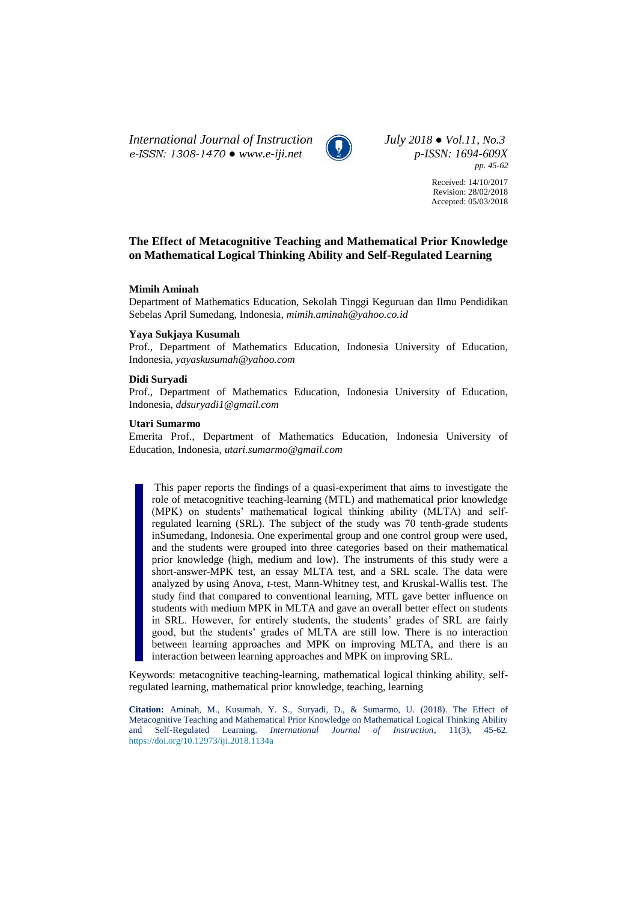Received: 14/10/2017
Revision: 28/02/2018
Accepted: 05/03/2018

# The Effect of Metacognitive Teaching and Mathematical Prior Knowledge on Mathematical Logical Thinking Ability and Self-Regulated Learning

**Mimih Aminah**
Department of Mathematics Education, Sekolah Tinggi Keguruan dan Ilmu Pendidikan Sebelas April Sumedang, Indonesia, *mimih.aminah@yahoo.co.id*

**Yaya Sukjaya Kusumah**
Prof., Department of Mathematics Education, Indonesia University of Education, Indonesia, *yayaskusumah@yahoo.com*

**Didi Suryadi**
Prof., Department of Mathematics Education, Indonesia University of Education, Indonesia, *ddsuryadi1@gmail.com*

**Utari Sumarmo**
Emerita Prof., Department of Mathematics Education, Indonesia University of Education, Indonesia, *utari.sumarmo@gmail.com*

This paper reports the findings of a quasi-experiment that aims to investigate the role of metacognitive teaching-learning (MTL) and mathematical prior knowledge (MPK) on students' mathematical logical thinking ability (MLTA) and self-regulated learning (SRL). The subject of the study was 70 tenth-grade students inSumedang, Indonesia. One experimental group and one control group were used, and the students were grouped into three categories based on their mathematical prior knowledge (high, medium and low). The instruments of this study were a short-answer-MPK test, an essay MLTA test, and a SRL scale. The data were analyzed by using Anova, *t*-test, Mann-Whitney test, and Kruskal-Wallis test. The study find that compared to conventional learning, MTL gave better influence on students with medium MPK in MLTA and gave an overall better effect on students in SRL. However, for entirely students, the students' grades of SRL are fairly good, but the students' grades of MLTA are still low. There is no interaction between learning approaches and MPK on improving MLTA, and there is an interaction between learning approaches and MPK on improving SRL.

Keywords: metacognitive teaching-learning, mathematical logical thinking ability, self-regulated learning, mathematical prior knowledge, teaching, learning

**Citation:** Aminah, M., Kusumah, Y. S., Suryadi, D., & Sumarmo, U. (2018). The Effect of Metacognitive Teaching and Mathematical Prior Knowledge on Mathematical Logical Thinking Ability and Self-Regulated Learning. *International Journal of Instruction*, 11(3), 45-62. https://doi.org/10.12973/iji.2018.1134a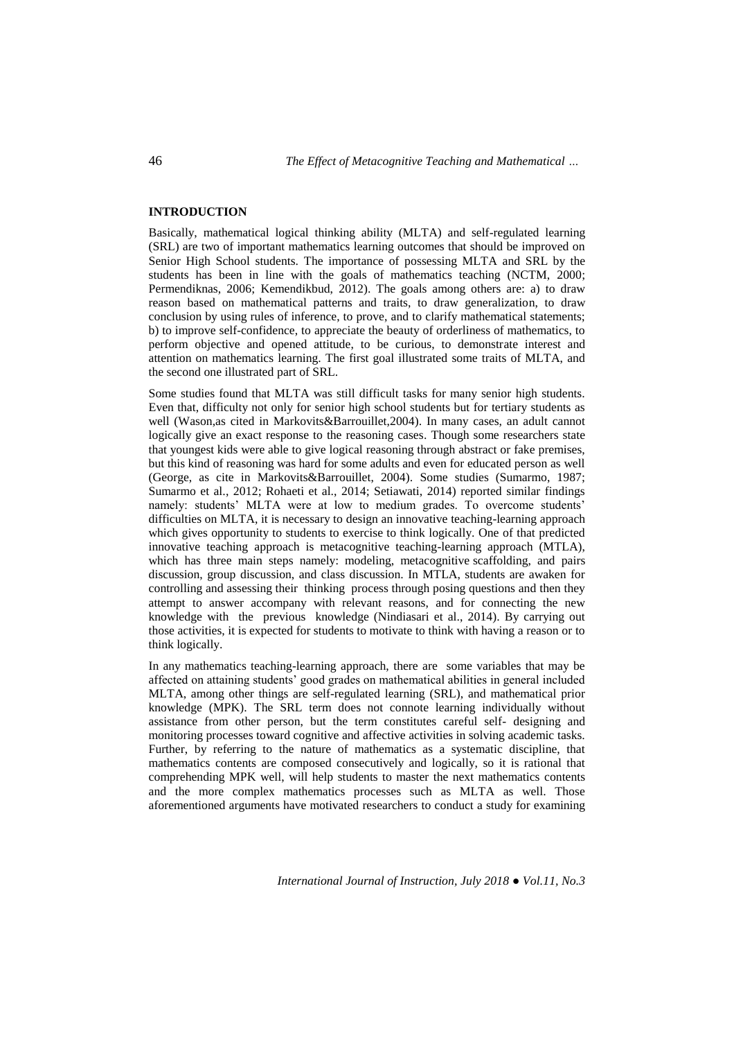## INTRODUCTION

Basically, mathematical logical thinking ability (MLTA) and self-regulated learning (SRL) are two of important mathematics learning outcomes that should be improved on Senior High School students. The importance of possessing MLTA and SRL by the students has been in line with the goals of mathematics teaching (NCTM, 2000; Permendiknas, 2006; Kemendikbud, 2012). The goals among others are: a) to draw reason based on mathematical patterns and traits, to draw generalization, to draw conclusion by using rules of inference, to prove, and to clarify mathematical statements; b) to improve self-confidence, to appreciate the beauty of orderliness of mathematics, to perform objective and opened attitude, to be curious, to demonstrate interest and attention on mathematics learning. The first goal illustrated some traits of MLTA, and the second one illustrated part of SRL.

Some studies found that MLTA was still difficult tasks for many senior high students. Even that, difficulty not only for senior high school students but for tertiary students as well (Wason,as cited in Markovits&Barrouillet,2004). In many cases, an adult cannot logically give an exact response to the reasoning cases. Though some researchers state that youngest kids were able to give logical reasoning through abstract or fake premises, but this kind of reasoning was hard for some adults and even for educated person as well (George, as cite in Markovits&Barrouillet, 2004). Some studies (Sumarmo, 1987; Sumarmo et al., 2012; Rohaeti et al., 2014; Setiawati, 2014) reported similar findings namely: students' MLTA were at low to medium grades. To overcome students' difficulties on MLTA, it is necessary to design an innovative teaching-learning approach which gives opportunity to students to exercise to think logically. One of that predicted innovative teaching approach is metacognitive teaching-learning approach (MTLA), which has three main steps namely: modeling, metacognitive scaffolding, and pairs discussion, group discussion, and class discussion. In MTLA, students are awaken for controlling and assessing their thinking process through posing questions and then they attempt to answer accompany with relevant reasons, and for connecting the new knowledge with the previous knowledge (Nindiasari et al., 2014). By carrying out those activities, it is expected for students to motivate to think with having a reason or to think logically.

In any mathematics teaching-learning approach, there are some variables that may be affected on attaining students' good grades on mathematical abilities in general included MLTA, among other things are self-regulated learning (SRL), and mathematical prior knowledge (MPK). The SRL term does not connote learning individually without assistance from other person, but the term constitutes careful self- designing and monitoring processes toward cognitive and affective activities in solving academic tasks. Further, by referring to the nature of mathematics as a systematic discipline, that mathematics contents are composed consecutively and logically, so it is rational that comprehending MPK well, will help students to master the next mathematics contents and the more complex mathematics processes such as MLTA as well. Those aforementioned arguments have motivated researchers to conduct a study for examining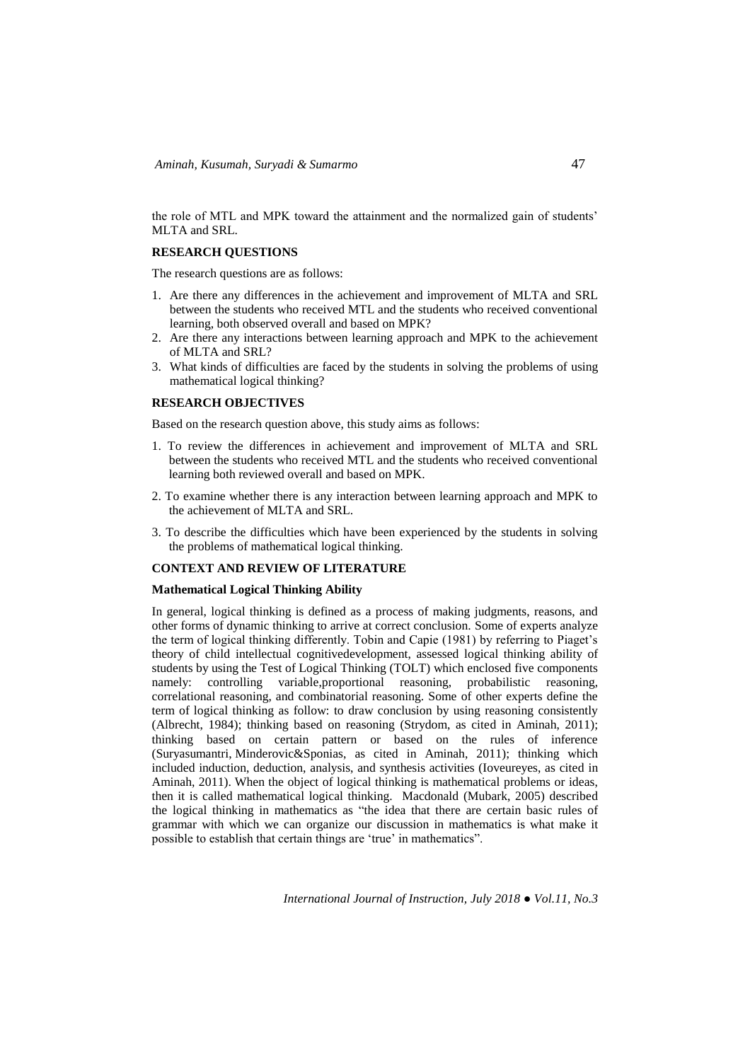the role of MTL and MPK toward the attainment and the normalized gain of students' MLTA and SRL.

## RESEARCH QUESTIONS

The research questions are as follows:

1. Are there any differences in the achievement and improvement of MLTA and SRL between the students who received MTL and the students who received conventional learning, both observed overall and based on MPK?
2. Are there any interactions between learning approach and MPK to the achievement of MLTA and SRL?
3. What kinds of difficulties are faced by the students in solving the problems of using mathematical logical thinking?

## RESEARCH OBJECTIVES

Based on the research question above, this study aims as follows:

1. To review the differences in achievement and improvement of MLTA and SRL between the students who received MTL and the students who received conventional learning both reviewed overall and based on MPK.
2. To examine whether there is any interaction between learning approach and MPK to the achievement of MLTA and SRL.
3. To describe the difficulties which have been experienced by the students in solving the problems of mathematical logical thinking.

## CONTEXT AND REVIEW OF LITERATURE

### Mathematical Logical Thinking Ability

In general, logical thinking is defined as a process of making judgments, reasons, and other forms of dynamic thinking to arrive at correct conclusion. Some of experts analyze the term of logical thinking differently. Tobin and Capie (1981) by referring to Piaget's theory of child intellectual cognitivedevelopment, assessed logical thinking ability of students by using the Test of Logical Thinking (TOLT) which enclosed five components namely: controlling variable,proportional reasoning, probabilistic reasoning, correlational reasoning, and combinatorial reasoning. Some of other experts define the term of logical thinking as follow: to draw conclusion by using reasoning consistently (Albrecht, 1984); thinking based on reasoning (Strydom, as cited in Aminah, 2011); thinking based on certain pattern or based on the rules of inference (Suryasumantri, Minderovic&Sponias, as cited in Aminah, 2011); thinking which included induction, deduction, analysis, and synthesis activities (Ioveureyes, as cited in Aminah, 2011). When the object of logical thinking is mathematical problems or ideas, then it is called mathematical logical thinking. Macdonald (Mubark, 2005) described the logical thinking in mathematics as "the idea that there are certain basic rules of grammar with which we can organize our discussion in mathematics is what make it possible to establish that certain things are 'true' in mathematics".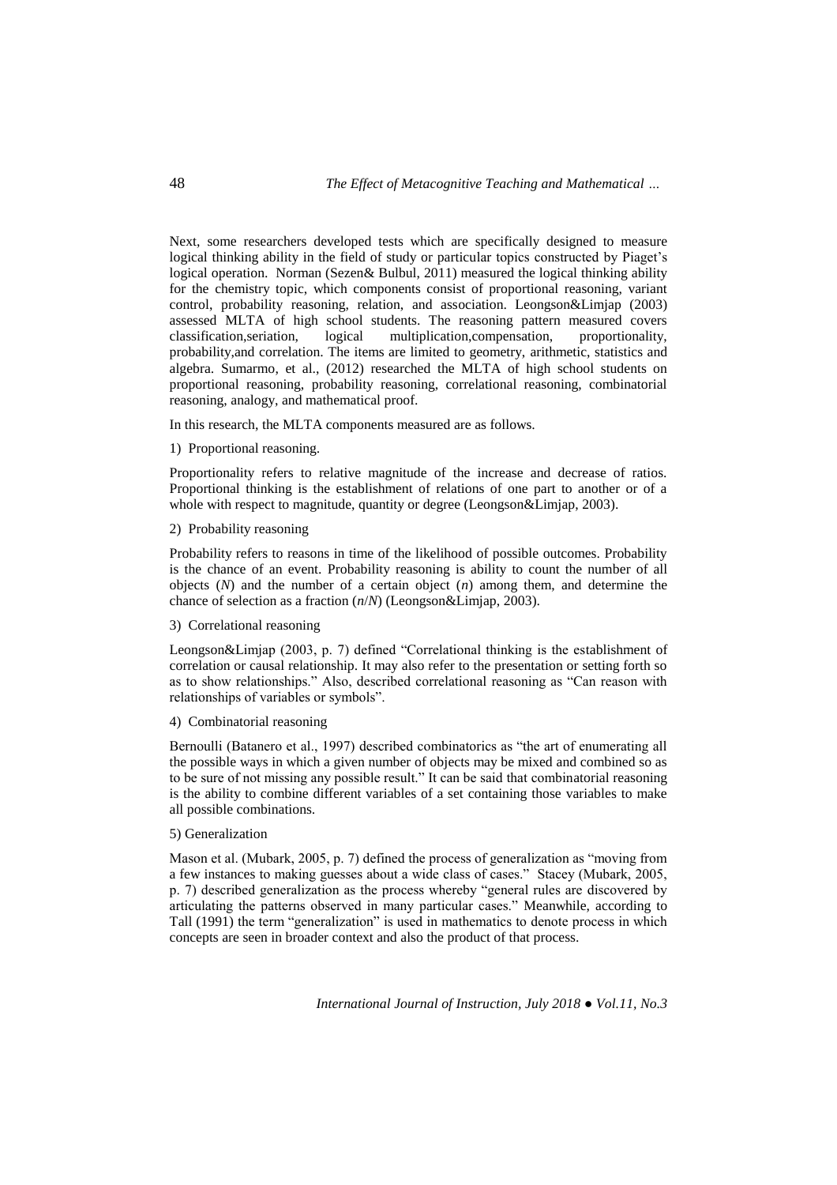Next, some researchers developed tests which are specifically designed to measure logical thinking ability in the field of study or particular topics constructed by Piaget's logical operation. Norman (Sezen& Bulbul, 2011) measured the logical thinking ability for the chemistry topic, which components consist of proportional reasoning, variant control, probability reasoning, relation, and association. Leongson&Limjap (2003) assessed MLTA of high school students. The reasoning pattern measured covers classification,seriation, logical multiplication,compensation, proportionality, probability,and correlation. The items are limited to geometry, arithmetic, statistics and algebra. Sumarmo, et al., (2012) researched the MLTA of high school students on proportional reasoning, probability reasoning, correlational reasoning, combinatorial reasoning, analogy, and mathematical proof.

In this research, the MLTA components measured are as follows.

1) Proportional reasoning.

Proportionality refers to relative magnitude of the increase and decrease of ratios. Proportional thinking is the establishment of relations of one part to another or of a whole with respect to magnitude, quantity or degree (Leongson&Limjap, 2003).

2) Probability reasoning

Probability refers to reasons in time of the likelihood of possible outcomes. Probability is the chance of an event. Probability reasoning is ability to count the number of all objects ($N$) and the number of a certain object ($n$) among them, and determine the chance of selection as a fraction ($n/N$) (Leongson&Limjap, 2003).

3) Correlational reasoning

Leongson&Limjap (2003, p. 7) defined "Correlational thinking is the establishment of correlation or causal relationship. It may also refer to the presentation or setting forth so as to show relationships." Also, described correlational reasoning as "Can reason with relationships of variables or symbols".

4) Combinatorial reasoning

Bernoulli (Batanero et al., 1997) described combinatorics as "the art of enumerating all the possible ways in which a given number of objects may be mixed and combined so as to be sure of not missing any possible result." It can be said that combinatorial reasoning is the ability to combine different variables of a set containing those variables to make all possible combinations.

5) Generalization

Mason et al. (Mubark, 2005, p. 7) defined the process of generalization as "moving from a few instances to making guesses about a wide class of cases." Stacey (Mubark, 2005, p. 7) described generalization as the process whereby "general rules are discovered by articulating the patterns observed in many particular cases." Meanwhile, according to Tall (1991) the term "generalization" is used in mathematics to denote process in which concepts are seen in broader context and also the product of that process.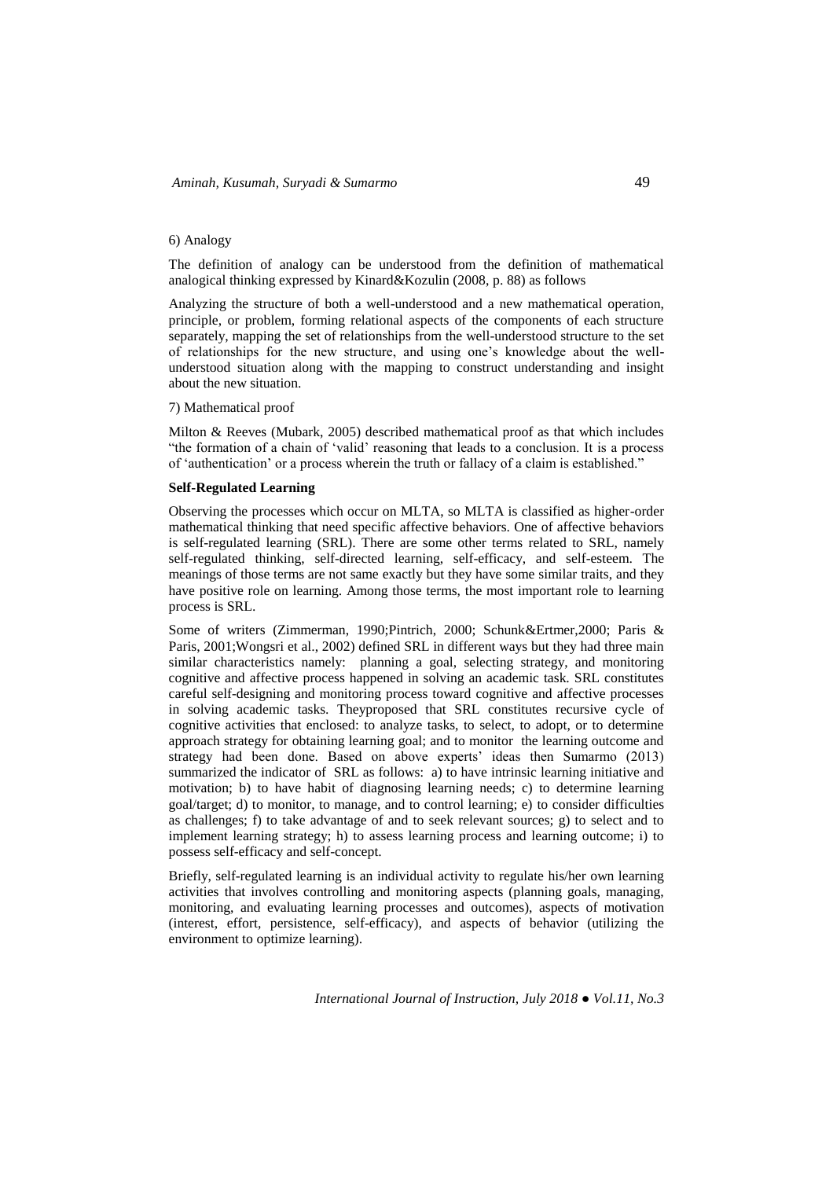6) Analogy

The definition of analogy can be understood from the definition of mathematical analogical thinking expressed by Kinard&Kozulin (2008, p. 88) as follows

Analyzing the structure of both a well-understood and a new mathematical operation, principle, or problem, forming relational aspects of the components of each structure separately, mapping the set of relationships from the well-understood structure to the set of relationships for the new structure, and using one's knowledge about the well-understood situation along with the mapping to construct understanding and insight about the new situation.

7) Mathematical proof

Milton & Reeves (Mubark, 2005) described mathematical proof as that which includes "the formation of a chain of 'valid' reasoning that leads to a conclusion. It is a process of 'authentication' or a process wherein the truth or fallacy of a claim is established."

**Self-Regulated Learning**

Observing the processes which occur on MLTA, so MLTA is classified as higher-order mathematical thinking that need specific affective behaviors. One of affective behaviors is self-regulated learning (SRL). There are some other terms related to SRL, namely self-regulated thinking, self-directed learning, self-efficacy, and self-esteem. The meanings of those terms are not same exactly but they have some similar traits, and they have positive role on learning. Among those terms, the most important role to learning process is SRL.

Some of writers (Zimmerman, 1990;Pintrich, 2000; Schunk&Ertmer,2000; Paris & Paris, 2001;Wongsri et al., 2002) defined SRL in different ways but they had three main similar characteristics namely: planning a goal, selecting strategy, and monitoring cognitive and affective process happened in solving an academic task. SRL constitutes careful self-designing and monitoring process toward cognitive and affective processes in solving academic tasks. Theyproposed that SRL constitutes recursive cycle of cognitive activities that enclosed: to analyze tasks, to select, to adopt, or to determine approach strategy for obtaining learning goal; and to monitor the learning outcome and strategy had been done. Based on above experts' ideas then Sumarmo (2013) summarized the indicator of SRL as follows: a) to have intrinsic learning initiative and motivation; b) to have habit of diagnosing learning needs; c) to determine learning goal/target; d) to monitor, to manage, and to control learning; e) to consider difficulties as challenges; f) to take advantage of and to seek relevant sources; g) to select and to implement learning strategy; h) to assess learning process and learning outcome; i) to possess self-efficacy and self-concept.

Briefly, self-regulated learning is an individual activity to regulate his/her own learning activities that involves controlling and monitoring aspects (planning goals, managing, monitoring, and evaluating learning processes and outcomes), aspects of motivation (interest, effort, persistence, self-efficacy), and aspects of behavior (utilizing the environment to optimize learning).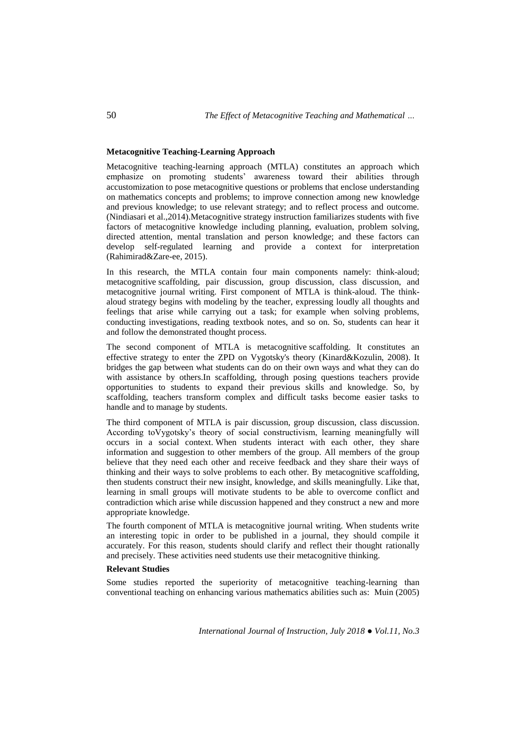**Metacognitive Teaching-Learning Approach**

Metacognitive teaching-learning approach (MTLA) constitutes an approach which emphasize on promoting students' awareness toward their abilities through accustomization to pose metacognitive questions or problems that enclose understanding on mathematics concepts and problems; to improve connection among new knowledge and previous knowledge; to use relevant strategy; and to reflect process and outcome. (Nindiasari et al.,2014).Metacognitive strategy instruction familiarizes students with five factors of metacognitive knowledge including planning, evaluation, problem solving, directed attention, mental translation and person knowledge; and these factors can develop self-regulated learning and provide a context for interpretation (Rahimirad&Zare-ee, 2015).

In this research, the MTLA contain four main components namely: think-aloud; metacognitive scaffolding, pair discussion, group discussion, class discussion, and metacognitive journal writing. First component of MTLA is think-aloud. The think-aloud strategy begins with modeling by the teacher, expressing loudly all thoughts and feelings that arise while carrying out a task; for example when solving problems, conducting investigations, reading textbook notes, and so on. So, students can hear it and follow the demonstrated thought process.

The second component of MTLA is metacognitive scaffolding. It constitutes an effective strategy to enter the ZPD on Vygotsky's theory (Kinard&Kozulin, 2008). It bridges the gap between what students can do on their own ways and what they can do with assistance by others.In scaffolding, through posing questions teachers provide opportunities to students to expand their previous skills and knowledge. So, by scaffolding, teachers transform complex and difficult tasks become easier tasks to handle and to manage by students.

The third component of MTLA is pair discussion, group discussion, class discussion. According toVygotsky's theory of social constructivism, learning meaningfully will occurs in a social context. When students interact with each other, they share information and suggestion to other members of the group. All members of the group believe that they need each other and receive feedback and they share their ways of thinking and their ways to solve problems to each other. By metacognitive scaffolding, then students construct their new insight, knowledge, and skills meaningfully. Like that, learning in small groups will motivate students to be able to overcome conflict and contradiction which arise while discussion happened and they construct a new and more appropriate knowledge.

The fourth component of MTLA is metacognitive journal writing. When students write an interesting topic in order to be published in a journal, they should compile it accurately. For this reason, students should clarify and reflect their thought rationally and precisely. These activities need students use their metacognitive thinking.

**Relevant Studies**

Some studies reported the superiority of metacognitive teaching-learning than conventional teaching on enhancing various mathematics abilities such as: Muin (2005)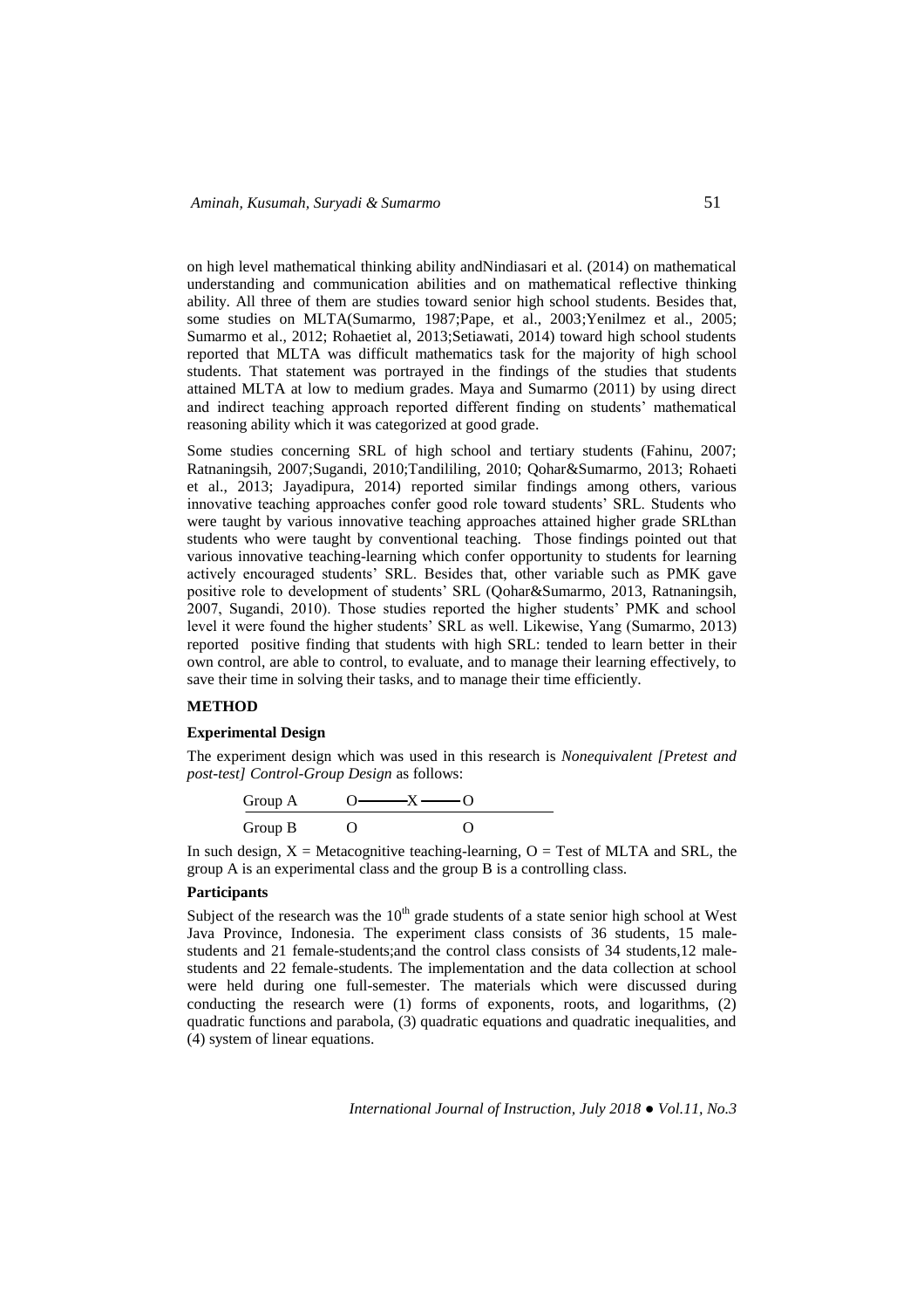on high level mathematical thinking ability andNindiasari et al. (2014) on mathematical understanding and communication abilities and on mathematical reflective thinking ability. All three of them are studies toward senior high school students. Besides that, some studies on MLTA(Sumarmo, 1987;Pape, et al., 2003;Yenilmez et al., 2005; Sumarmo et al., 2012; Rohaetiet al, 2013;Setiawati, 2014) toward high school students reported that MLTA was difficult mathematics task for the majority of high school students. That statement was portrayed in the findings of the studies that students attained MLTA at low to medium grades. Maya and Sumarmo (2011) by using direct and indirect teaching approach reported different finding on students' mathematical reasoning ability which it was categorized at good grade.

Some studies concerning SRL of high school and tertiary students (Fahinu, 2007; Ratnaningsih, 2007;Sugandi, 2010;Tandililing, 2010; Qohar&Sumarmo, 2013; Rohaeti et al., 2013; Jayadipura, 2014) reported similar findings among others, various innovative teaching approaches confer good role toward students' SRL. Students who were taught by various innovative teaching approaches attained higher grade SRLthan students who were taught by conventional teaching. Those findings pointed out that various innovative teaching-learning which confer opportunity to students for learning actively encouraged students' SRL. Besides that, other variable such as PMK gave positive role to development of students' SRL (Qohar&Sumarmo, 2013, Ratnaningsih, 2007, Sugandi, 2010). Those studies reported the higher students' PMK and school level it were found the higher students' SRL as well. Likewise, Yang (Sumarmo, 2013) reported positive finding that students with high SRL: tended to learn better in their own control, are able to control, to evaluate, and to manage their learning effectively, to save their time in solving their tasks, and to manage their time efficiently.

## METHOD

### Experimental Design

The experiment design which was used in this research is *Nonequivalent [Pretest and post-test] Control-Group Design* as follows:

| Group A | O———X———O |
|---|---|
| Group B | O       O |

In such design, X = Metacognitive teaching-learning, O = Test of MLTA and SRL, the group A is an experimental class and the group B is a controlling class.

### Participants

Subject of the research was the 10th grade students of a state senior high school at West Java Province, Indonesia. The experiment class consists of 36 students, 15 male-students and 21 female-students;and the control class consists of 34 students,12 male-students and 22 female-students. The implementation and the data collection at school were held during one full-semester. The materials which were discussed during conducting the research were (1) forms of exponents, roots, and logarithms, (2) quadratic functions and parabola, (3) quadratic equations and quadratic inequalities, and (4) system of linear equations.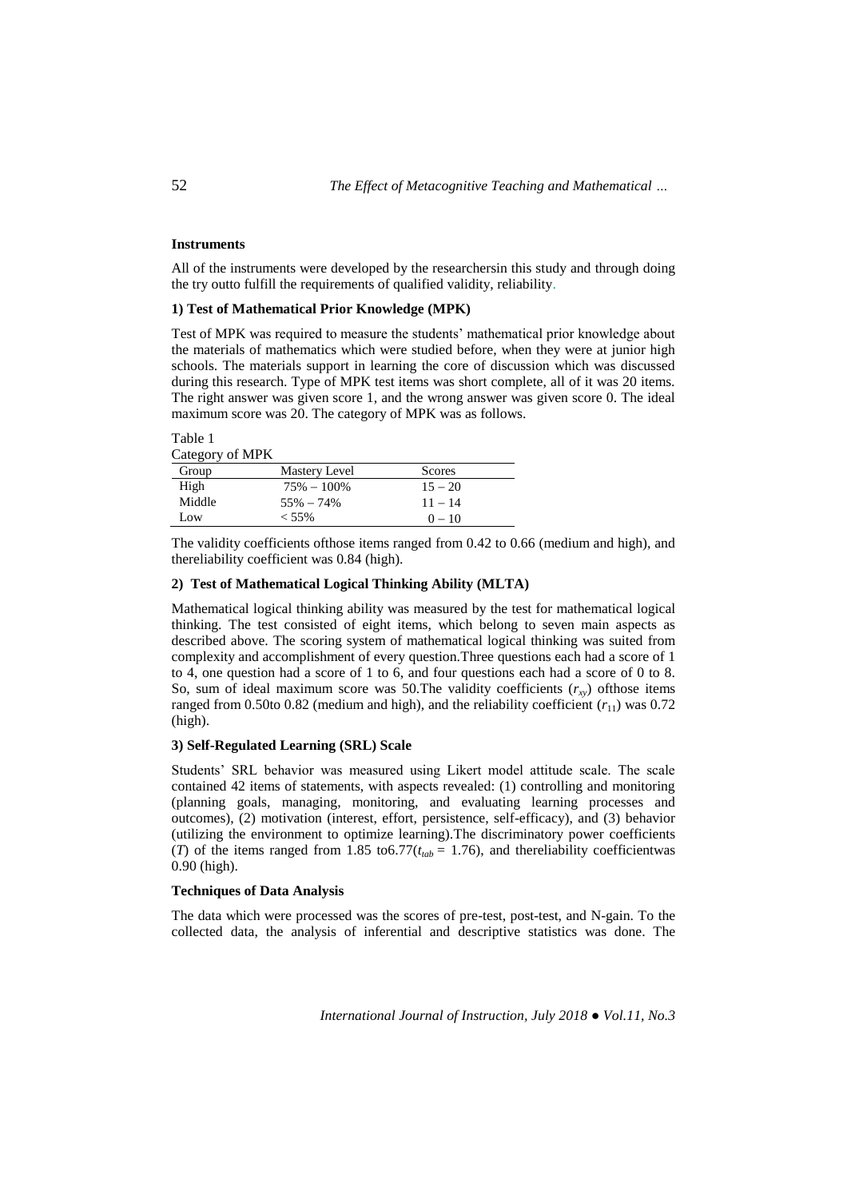### Instruments

All of the instruments were developed by the researchersin this study and through doing the try outto fulfill the requirements of qualified validity, reliability.

#### 1) Test of Mathematical Prior Knowledge (MPK)

Test of MPK was required to measure the students' mathematical prior knowledge about the materials of mathematics which were studied before, when they were at junior high schools. The materials support in learning the core of discussion which was discussed during this research. Type of MPK test items was short complete, all of it was 20 items. The right answer was given score 1, and the wrong answer was given score 0. The ideal maximum score was 20. The category of MPK was as follows.

Table 1
Category of MPK

| Group | Mastery Level | Scores |
|---|---|---|
| High | 75% – 100% | 15 – 20 |
| Middle | 55% – 74% | 11 – 14 |
| Low | < 55% | 0 – 10 |

The validity coefficients ofthose items ranged from 0.42 to 0.66 (medium and high), and thereliability coefficient was 0.84 (high).

#### 2) Test of Mathematical Logical Thinking Ability (MLTA)

Mathematical logical thinking ability was measured by the test for mathematical logical thinking. The test consisted of eight items, which belong to seven main aspects as described above. The scoring system of mathematical logical thinking was suited from complexity and accomplishment of every question.Three questions each had a score of 1 to 4, one question had a score of 1 to 6, and four questions each had a score of 0 to 8. So, sum of ideal maximum score was 50.The validity coefficients ($r_{xy}$) ofthose items ranged from 0.50to 0.82 (medium and high), and the reliability coefficient ($r_{11}$) was 0.72 (high).

#### 3) Self-Regulated Learning (SRL) Scale

Students' SRL behavior was measured using Likert model attitude scale. The scale contained 42 items of statements, with aspects revealed: (1) controlling and monitoring (planning goals, managing, monitoring, and evaluating learning processes and outcomes), (2) motivation (interest, effort, persistence, self-efficacy), and (3) behavior (utilizing the environment to optimize learning).The discriminatory power coefficients ($T$) of the items ranged from 1.85 to6.77($t_{tab}$ = 1.76), and thereliability coefficientwas 0.90 (high).

### Techniques of Data Analysis

The data which were processed was the scores of pre-test, post-test, and N-gain. To the collected data, the analysis of inferential and descriptive statistics was done. The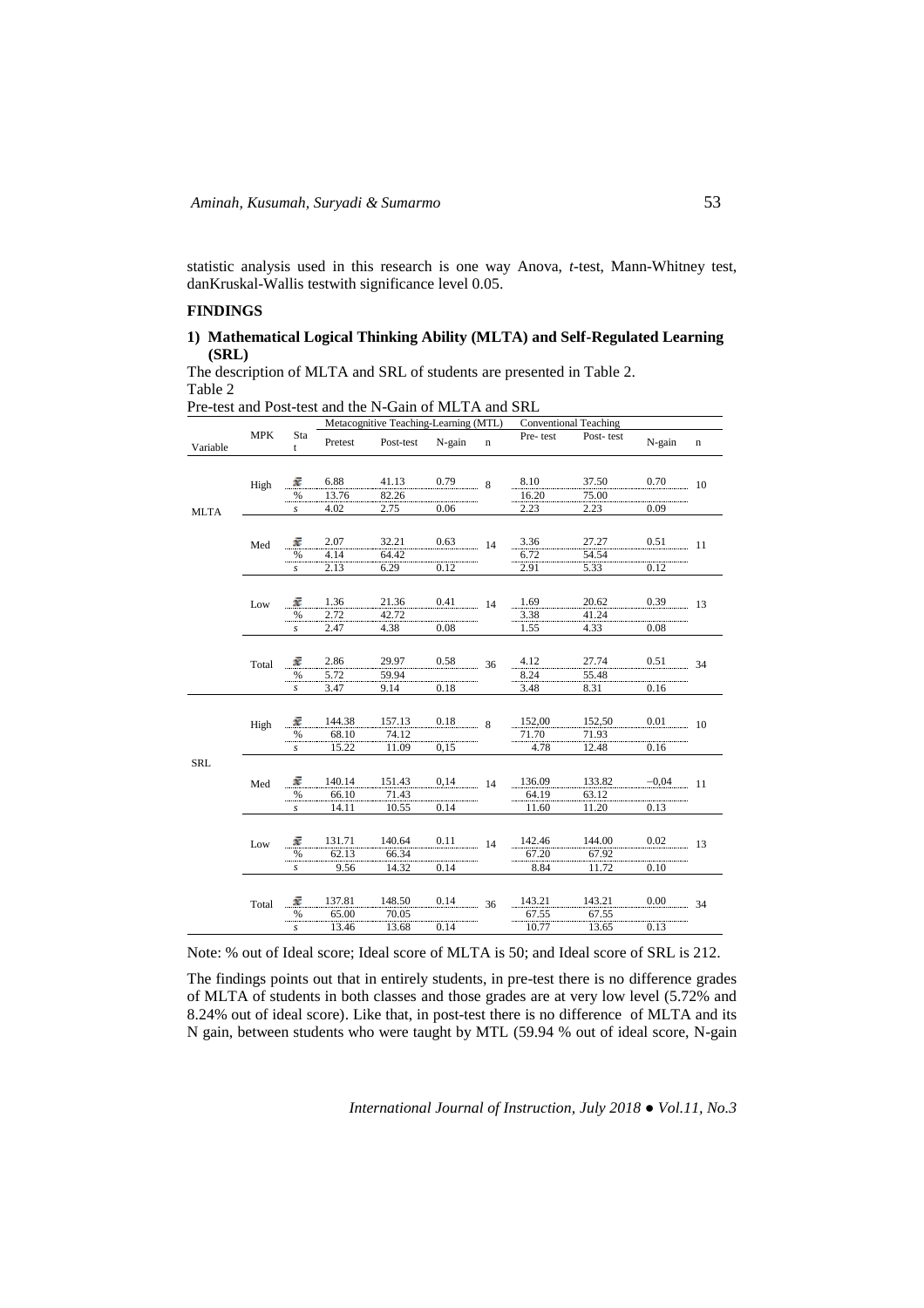statistic analysis used in this research is one way Anova, *t*-test, Mann-Whitney test, danKruskal-Wallis testwith significance level 0.05.

## FINDINGS

### 1) Mathematical Logical Thinking Ability (MLTA) and Self-Regulated Learning (SRL)

The description of MLTA and SRL of students are presented in Table 2.

Table 2

Pre-test and Post-test and the N-Gain of MLTA and SRL

| Variable | MPK | Stat | Metacognitive Teaching-Learning (MTL) | | | | Conventional Teaching | | | |
|---|---|---|---|---|---|---|---|---|---|---|
| | | | Pretest | Post-test | N-gain | n | Pre- test | Post- test | N-gain | n |
| MLTA | High | $\bar{x}$ | 6.88 | 41.13 | 0.79 | 8 | 8.10 | 37.50 | 0.70 | 10 |
| | | % | 13.76 | 82.26 | | | 16.20 | 75.00 | | |
| | | *s* | 4.02 | 2.75 | 0.06 | | 2.23 | 2.23 | 0.09 | |
| | Med | $\bar{x}$ | 2.07 | 32.21 | 0.63 | 14 | 3.36 | 27.27 | 0.51 | 11 |
| | | % | 4.14 | 64.42 | | | 6.72 | 54.54 | | |
| | | *s* | 2.13 | 6.29 | 0.12 | | 2.91 | 5.33 | 0.12 | |
| | Low | $\bar{x}$ | 1.36 | 21.36 | 0.41 | 14 | 1.69 | 20.62 | 0.39 | 13 |
| | | % | 2.72 | 42.72 | | | 3.38 | 41.24 | | |
| | | *s* | 2.47 | 4.38 | 0.08 | | 1.55 | 4.33 | 0.08 | |
| | Total | $\bar{x}$ | 2.86 | 29.97 | 0.58 | 36 | 4.12 | 27.74 | 0.51 | 34 |
| | | % | 5.72 | 59.94 | | | 8.24 | 55.48 | | |
| | | *s* | 3.47 | 9.14 | 0.18 | | 3.48 | 8.31 | 0.16 | |
| SRL | High | $\bar{x}$ | 144.38 | 157.13 | 0.18 | 8 | 152,00 | 152,50 | 0.01 | 10 |
| | | % | 68.10 | 74.12 | | | 71.70 | 71.93 | | |
| | | *s* | 15.22 | 11.09 | 0,15 | | 4.78 | 12.48 | 0.16 | |
| | Med | $\bar{x}$ | 140.14 | 151.43 | 0,14 | 14 | 136.09 | 133.82 | −0,04 | 11 |
| | | % | 66.10 | 71.43 | | | 64.19 | 63.12 | | |
| | | *s* | 14.11 | 10.55 | 0.14 | | 11.60 | 11.20 | 0.13 | |
| | Low | $\bar{x}$ | 131.71 | 140.64 | 0.11 | 14 | 142.46 | 144.00 | 0.02 | 13 |
| | | % | 62.13 | 66.34 | | | 67.20 | 67.92 | | |
| | | *s* | 9.56 | 14.32 | 0.14 | | 8.84 | 11.72 | 0.10 | |
| | Total | $\bar{x}$ | 137.81 | 148.50 | 0.14 | 36 | 143.21 | 143.21 | 0.00 | 34 |
| | | % | 65.00 | 70.05 | | | 67.55 | 67.55 | | |
| | | *s* | 13.46 | 13.68 | 0.14 | | 10.77 | 13.65 | 0.13 | |

Note: % out of Ideal score; Ideal score of MLTA is 50; and Ideal score of SRL is 212.

The findings points out that in entirely students, in pre-test there is no difference grades of MLTA of students in both classes and those grades are at very low level (5.72% and 8.24% out of ideal score). Like that, in post-test there is no difference of MLTA and its N gain, between students who were taught by MTL (59.94 % out of ideal score, N-gain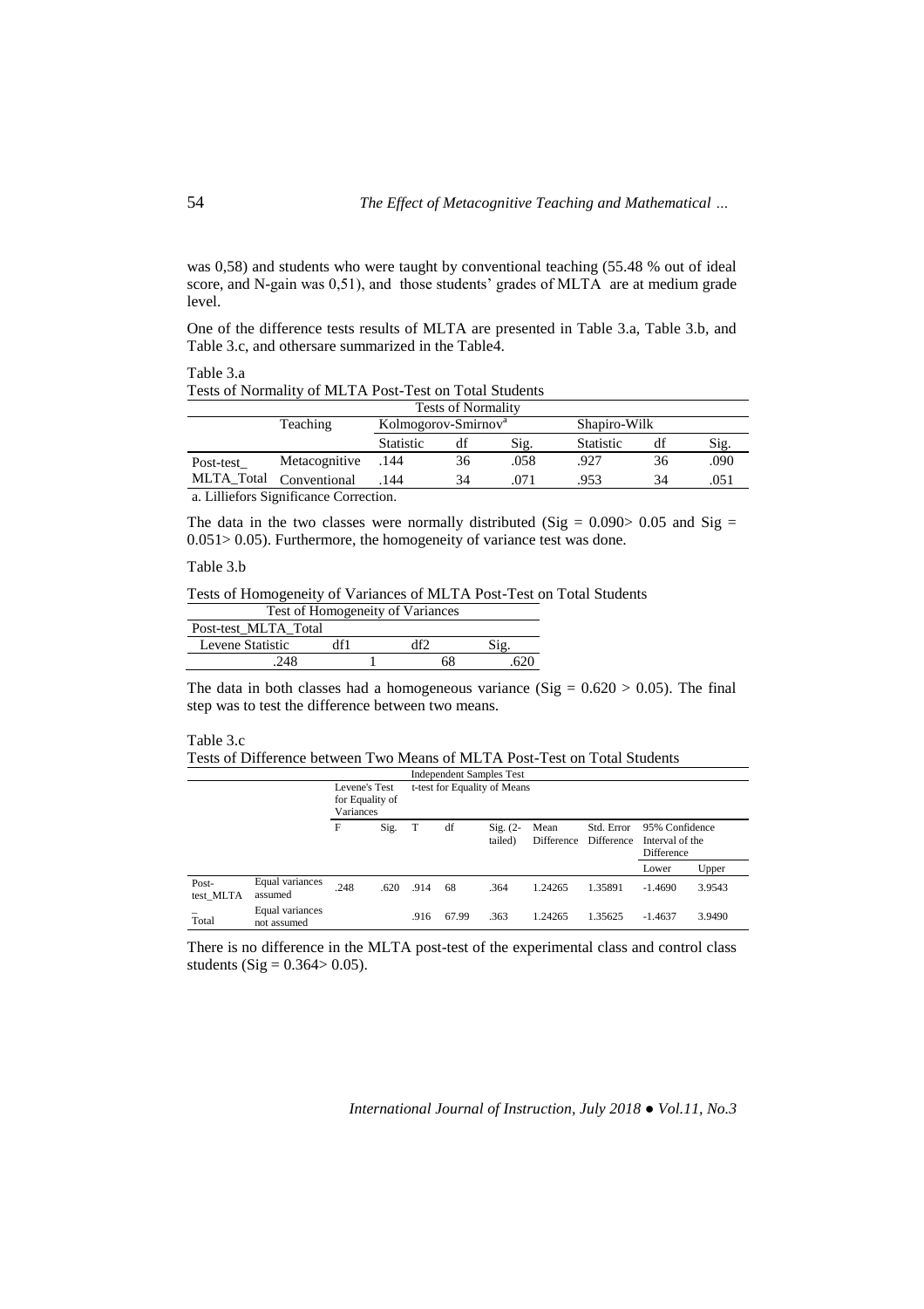was 0,58) and students who were taught by conventional teaching (55.48 % out of ideal score, and N-gain was 0,51), and those students' grades of MLTA are at medium grade level.

One of the difference tests results of MLTA are presented in Table 3.a, Table 3.b, and Table 3.c, and othersare summarized in the Table4.

Table 3.a

Tests of Normality of MLTA Post-Test on Total Students

| Tests of Normality | | | | | | | |
|---|---|---|---|---|---|---|---|
| | Teaching | Kolmogorov-Smirnov[a] | | | Shapiro-Wilk | | |
| | | Statistic | df | Sig. | Statistic | df | Sig. |
| Post-test_ MLTA_Total | Metacognitive | .144 | 36 | .058 | .927 | 36 | .090 |
| | Conventional | .144 | 34 | .071 | .953 | 34 | .051 |

a. Lilliefors Significance Correction.

The data in the two classes were normally distributed (Sig = 0.090> 0.05 and Sig = 0.051> 0.05). Furthermore, the homogeneity of variance test was done.

Table 3.b

Tests of Homogeneity of Variances of MLTA Post-Test on Total Students

| Test of Homogeneity of Variances | | | |
|---|---|---|---|
| Post-test_MLTA_Total | | | |
| Levene Statistic | df1 | df2 | Sig. |
| .248 | 1 | 68 | .620 |

The data in both classes had a homogeneous variance (Sig = 0.620 > 0.05). The final step was to test the difference between two means.

Table 3.c

Tests of Difference between Two Means of MLTA Post-Test on Total Students

| Independent Samples Test | | | | | | | | | | |
|---|---|---|---|---|---|---|---|---|---|---|
| | | Levene's Test for Equality of Variances | | t-test for Equality of Means | | | | | | |
| | | F | Sig. | T | df | Sig. (2-tailed) | Mean Difference | Std. Error Difference | 95% Confidence Interval of the Difference | |
| | | | | | | | | | Lower | Upper |
| Post-test_MLTA_Total | Equal variances assumed | .248 | .620 | .914 | 68 | .364 | 1.24265 | 1.35891 | -1.4690 | 3.9543 |
| | Equal variances not assumed | | | .916 | 67.99 | .363 | 1.24265 | 1.35625 | -1.4637 | 3.9490 |

There is no difference in the MLTA post-test of the experimental class and control class students (Sig = 0.364> 0.05).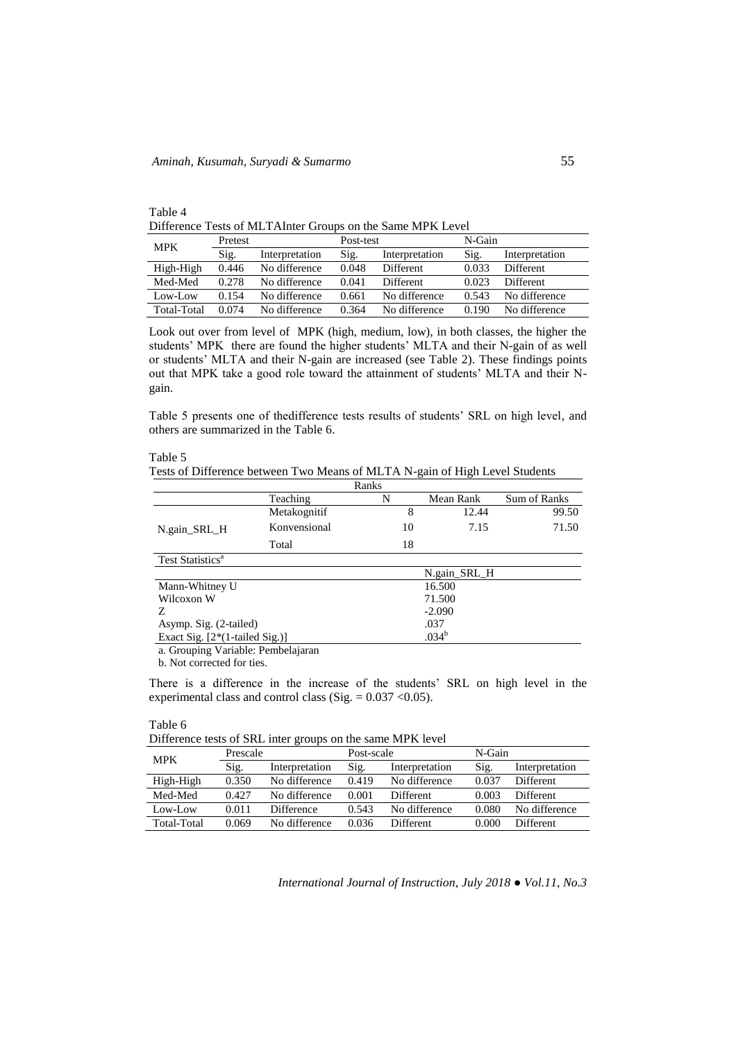Table 4
Difference Tests of MLTAInter Groups on the Same MPK Level

| MPK | Pretest | | Post-test | | N-Gain | |
|---|---|---|---|---|---|---|
| | Sig. | Interpretation | Sig. | Interpretation | Sig. | Interpretation |
| High-High | 0.446 | No difference | 0.048 | Different | 0.033 | Different |
| Med-Med | 0.278 | No difference | 0.041 | Different | 0.023 | Different |
| Low-Low | 0.154 | No difference | 0.661 | No difference | 0.543 | No difference |
| Total-Total | 0.074 | No difference | 0.364 | No difference | 0.190 | No difference |

Look out over from level of MPK (high, medium, low), in both classes, the higher the students' MPK there are found the higher students' MLTA and their N-gain of as well or students' MLTA and their N-gain are increased (see Table 2). These findings points out that MPK take a good role toward the attainment of students' MLTA and their N-gain.

Table 5 presents one of thedifference tests results of students' SRL on high level, and others are summarized in the Table 6.

Table 5
Tests of Difference between Two Means of MLTA N-gain of High Level Students

| Ranks | | | | |
|---|---|---|---|---|
| | Teaching | N | Mean Rank | Sum of Ranks |
| N.gain_SRL_H | Metakognitif | 8 | 12.44 | 99.50 |
| | Konvensional | 10 | 7.15 | 71.50 |
| | Total | 18 | | |

| Test Statistics[a] | N.gain_SRL_H |
|---|---|
| Mann-Whitney U | 16.500 |
| Wilcoxon W | 71.500 |
| Z | -2.090 |
| Asymp. Sig. (2-tailed) | .037 |
| Exact Sig. [2*(1-tailed Sig.)] | .034[b] |

a. Grouping Variable: Pembelajaran

b. Not corrected for ties.

There is a difference in the increase of the students' SRL on high level in the experimental class and control class (Sig. = 0.037 <0.05).

Table 6
Difference tests of SRL inter groups on the same MPK level

| MPK | Prescale | | Post-scale | | N-Gain | |
|---|---|---|---|---|---|---|
| | Sig. | Interpretation | Sig. | Interpretation | Sig. | Interpretation |
| High-High | 0.350 | No difference | 0.419 | No difference | 0.037 | Different |
| Med-Med | 0.427 | No difference | 0.001 | Different | 0.003 | Different |
| Low-Low | 0.011 | Difference | 0.543 | No difference | 0.080 | No difference |
| Total-Total | 0.069 | No difference | 0.036 | Different | 0.000 | Different |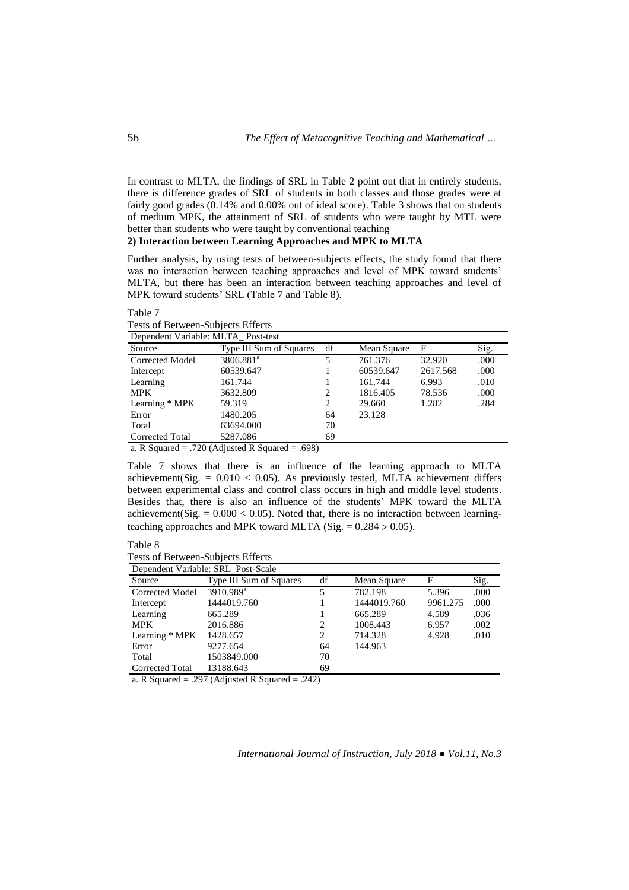In contrast to MLTA, the findings of SRL in Table 2 point out that in entirely students, there is difference grades of SRL of students in both classes and those grades were at fairly good grades (0.14% and 0.00% out of ideal score). Table 3 shows that on students of medium MPK, the attainment of SRL of students who were taught by MTL were better than students who were taught by conventional teaching

**2) Interaction between Learning Approaches and MPK to MLTA**

Further analysis, by using tests of between-subjects effects, the study found that there was no interaction between teaching approaches and level of MPK toward students' MLTA, but there has been an interaction between teaching approaches and level of MPK toward students' SRL (Table 7 and Table 8).

Table 7
Tests of Between-Subjects Effects

Dependent Variable: MLTA_ Post-test

| Source | Type III Sum of Squares | df | Mean Square | F | Sig. |
|---|---|---|---|---|---|
| Corrected Model | 3806.881[a] | 5 | 761.376 | 32.920 | .000 |
| Intercept | 60539.647 | 1 | 60539.647 | 2617.568 | .000 |
| Learning | 161.744 | 1 | 161.744 | 6.993 | .010 |
| MPK | 3632.809 | 2 | 1816.405 | 78.536 | .000 |
| Learning * MPK | 59.319 | 2 | 29.660 | 1.282 | .284 |
| Error | 1480.205 | 64 | 23.128 | | |
| Total | 63694.000 | 70 | | | |
| Corrected Total | 5287.086 | 69 | | | |

a. R Squared = .720 (Adjusted R Squared = .698)

Table 7 shows that there is an influence of the learning approach to MLTA achievement(Sig. = 0.010 < 0.05). As previously tested, MLTA achievement differs between experimental class and control class occurs in high and middle level students. Besides that, there is also an influence of the students' MPK toward the MLTA achievement(Sig. = 0.000 < 0.05). Noted that, there is no interaction between learning-teaching approaches and MPK toward MLTA (Sig. = 0.284 > 0.05).

Table 8
Tests of Between-Subjects Effects

Dependent Variable: SRL_Post-Scale

| Source | Type III Sum of Squares | df | Mean Square | F | Sig. |
|---|---|---|---|---|---|
| Corrected Model | 3910.989[a] | 5 | 782.198 | 5.396 | .000 |
| Intercept | 1444019.760 | 1 | 1444019.760 | 9961.275 | .000 |
| Learning | 665.289 | 1 | 665.289 | 4.589 | .036 |
| MPK | 2016.886 | 2 | 1008.443 | 6.957 | .002 |
| Learning * MPK | 1428.657 | 2 | 714.328 | 4.928 | .010 |
| Error | 9277.654 | 64 | 144.963 | | |
| Total | 1503849.000 | 70 | | | |
| Corrected Total | 13188.643 | 69 | | | |

a. R Squared = .297 (Adjusted R Squared = .242)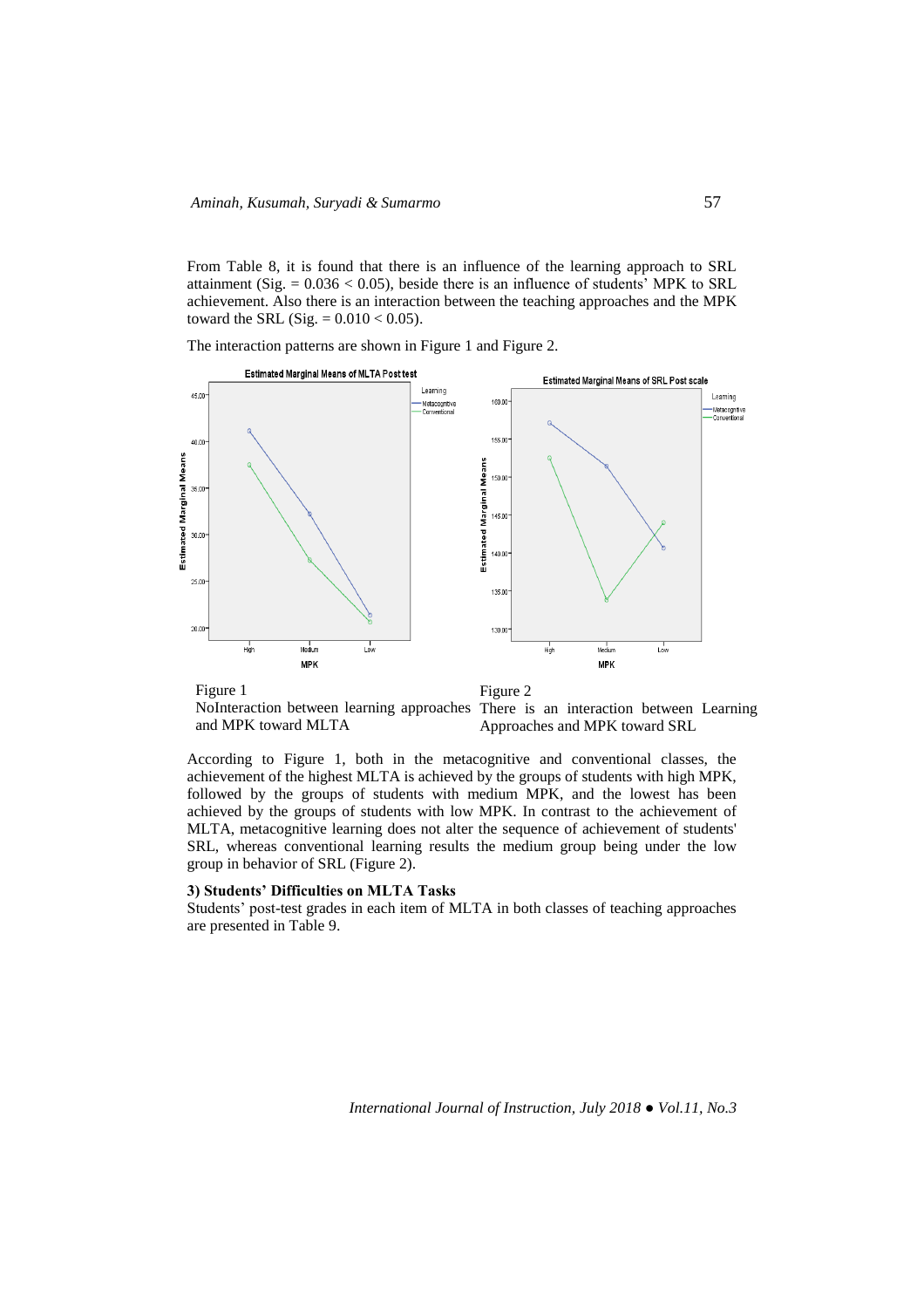From Table 8, it is found that there is an influence of the learning approach to SRL attainment (Sig. = 0.036 < 0.05), beside there is an influence of students' MPK to SRL achievement. Also there is an interaction between the teaching approaches and the MPK toward the SRL (Sig. = 0.010 < 0.05).

The interaction patterns are shown in Figure 1 and Figure 2.

Figure 1
NoInteraction between learning approaches and MPK toward MLTA

Figure 2
There is an interaction between Learning Approaches and MPK toward SRL

According to Figure 1, both in the metacognitive and conventional classes, the achievement of the highest MLTA is achieved by the groups of students with high MPK, followed by the groups of students with medium MPK, and the lowest has been achieved by the groups of students with low MPK. In contrast to the achievement of MLTA, metacognitive learning does not alter the sequence of achievement of students' SRL, whereas conventional learning results the medium group being under the low group in behavior of SRL (Figure 2).

**3) Students' Difficulties on MLTA Tasks**

Students' post-test grades in each item of MLTA in both classes of teaching approaches are presented in Table 9.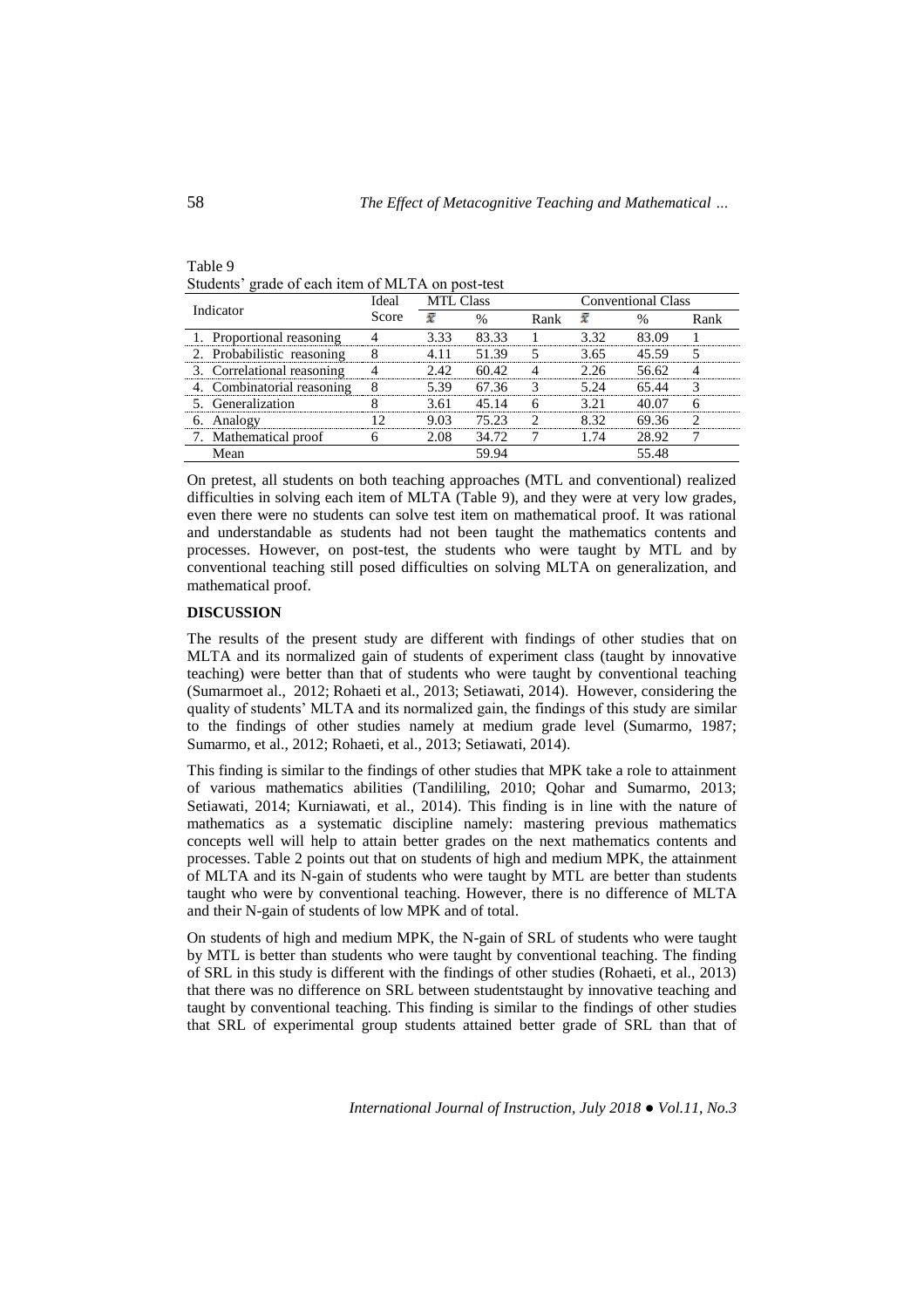Table 9
Students' grade of each item of MLTA on post-test

| Indicator | Ideal Score | MTL Class | | | Conventional Class | | |
|---|---|---|---|---|---|---|---|
| | | $\bar{x}$ | % | Rank | $\bar{x}$ | % | Rank |
| 1. Proportional reasoning | 4 | 3.33 | 83.33 | 1 | 3.32 | 83.09 | 1 |
| 2. Probabilistic reasoning | 8 | 4.11 | 51.39 | 5 | 3.65 | 45.59 | 5 |
| 3. Correlational reasoning | 4 | 2.42 | 60.42 | 4 | 2.26 | 56.62 | 4 |
| 4. Combinatorial reasoning | 8 | 5.39 | 67.36 | 3 | 5.24 | 65.44 | 3 |
| 5. Generalization | 8 | 3.61 | 45.14 | 6 | 3.21 | 40.07 | 6 |
| 6. Analogy | 12 | 9.03 | 75.23 | 2 | 8.32 | 69.36 | 2 |
| 7. Mathematical proof | 6 | 2.08 | 34.72 | 7 | 1.74 | 28.92 | 7 |
| Mean | | | 59.94 | | | 55.48 | |

On pretest, all students on both teaching approaches (MTL and conventional) realized difficulties in solving each item of MLTA (Table 9), and they were at very low grades, even there were no students can solve test item on mathematical proof. It was rational and understandable as students had not been taught the mathematics contents and processes. However, on post-test, the students who were taught by MTL and by conventional teaching still posed difficulties on solving MLTA on generalization, and mathematical proof.

## DISCUSSION

The results of the present study are different with findings of other studies that on MLTA and its normalized gain of students of experiment class (taught by innovative teaching) were better than that of students who were taught by conventional teaching (Sumarmoet al., 2012; Rohaeti et al., 2013; Setiawati, 2014). However, considering the quality of students' MLTA and its normalized gain, the findings of this study are similar to the findings of other studies namely at medium grade level (Sumarmo, 1987; Sumarmo, et al., 2012; Rohaeti, et al., 2013; Setiawati, 2014).

This finding is similar to the findings of other studies that MPK take a role to attainment of various mathematics abilities (Tandililing, 2010; Qohar and Sumarmo, 2013; Setiawati, 2014; Kurniawati, et al., 2014). This finding is in line with the nature of mathematics as a systematic discipline namely: mastering previous mathematics concepts well will help to attain better grades on the next mathematics contents and processes. Table 2 points out that on students of high and medium MPK, the attainment of MLTA and its N-gain of students who were taught by MTL are better than students taught who were by conventional teaching. However, there is no difference of MLTA and their N-gain of students of low MPK and of total.

On students of high and medium MPK, the N-gain of SRL of students who were taught by MTL is better than students who were taught by conventional teaching. The finding of SRL in this study is different with the findings of other studies (Rohaeti, et al., 2013) that there was no difference on SRL between studentstaught by innovative teaching and taught by conventional teaching. This finding is similar to the findings of other studies that SRL of experimental group students attained better grade of SRL than that of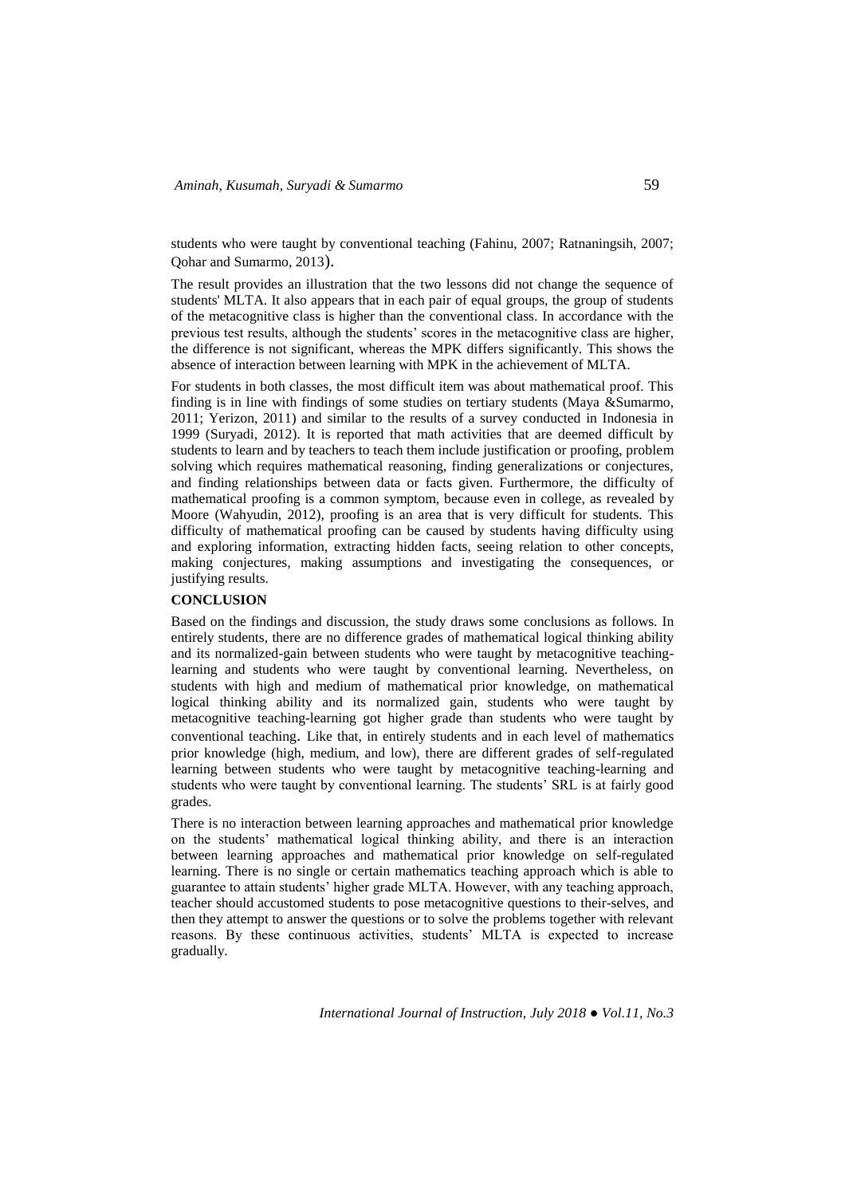students who were taught by conventional teaching (Fahinu, 2007; Ratnaningsih, 2007; Qohar and Sumarmo, 2013).

The result provides an illustration that the two lessons did not change the sequence of students' MLTA. It also appears that in each pair of equal groups, the group of students of the metacognitive class is higher than the conventional class. In accordance with the previous test results, although the students' scores in the metacognitive class are higher, the difference is not significant, whereas the MPK differs significantly. This shows the absence of interaction between learning with MPK in the achievement of MLTA.

For students in both classes, the most difficult item was about mathematical proof. This finding is in line with findings of some studies on tertiary students (Maya &Sumarmo, 2011; Yerizon, 2011) and similar to the results of a survey conducted in Indonesia in 1999 (Suryadi, 2012). It is reported that math activities that are deemed difficult by students to learn and by teachers to teach them include justification or proofing, problem solving which requires mathematical reasoning, finding generalizations or conjectures, and finding relationships between data or facts given. Furthermore, the difficulty of mathematical proofing is a common symptom, because even in college, as revealed by Moore (Wahyudin, 2012), proofing is an area that is very difficult for students. This difficulty of mathematical proofing can be caused by students having difficulty using and exploring information, extracting hidden facts, seeing relation to other concepts, making conjectures, making assumptions and investigating the consequences, or justifying results.

## CONCLUSION

Based on the findings and discussion, the study draws some conclusions as follows. In entirely students, there are no difference grades of mathematical logical thinking ability and its normalized-gain between students who were taught by metacognitive teaching-learning and students who were taught by conventional learning. Nevertheless, on students with high and medium of mathematical prior knowledge, on mathematical logical thinking ability and its normalized gain, students who were taught by metacognitive teaching-learning got higher grade than students who were taught by conventional teaching. Like that, in entirely students and in each level of mathematics prior knowledge (high, medium, and low), there are different grades of self-regulated learning between students who were taught by metacognitive teaching-learning and students who were taught by conventional learning. The students' SRL is at fairly good grades.

There is no interaction between learning approaches and mathematical prior knowledge on the students' mathematical logical thinking ability, and there is an interaction between learning approaches and mathematical prior knowledge on self-regulated learning. There is no single or certain mathematics teaching approach which is able to guarantee to attain students' higher grade MLTA. However, with any teaching approach, teacher should accustomed students to pose metacognitive questions to their-selves, and then they attempt to answer the questions or to solve the problems together with relevant reasons. By these continuous activities, students' MLTA is expected to increase gradually.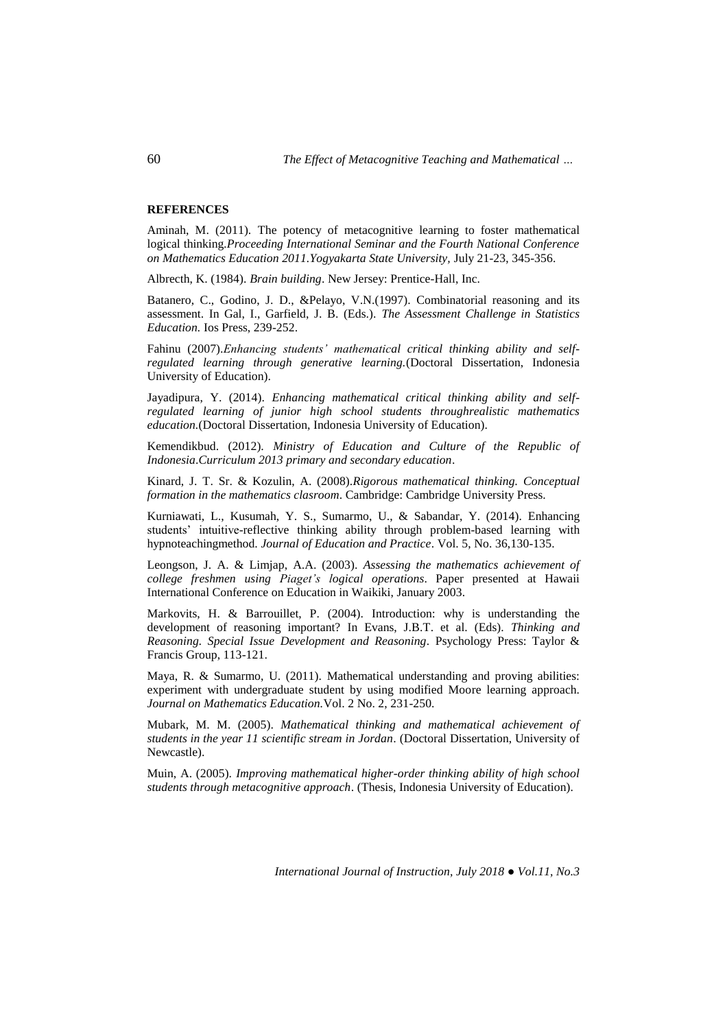## REFERENCES

Aminah, M. (2011). The potency of metacognitive learning to foster mathematical logical thinking.*Proceeding International Seminar and the Fourth National Conference on Mathematics Education 2011.Yogyakarta State University*, July 21-23, 345-356.

Albrecth, K. (1984). *Brain building*. New Jersey: Prentice-Hall, Inc.

Batanero, C., Godino, J. D., &Pelayo, V.N.(1997). Combinatorial reasoning and its assessment. In Gal, I., Garfield, J. B. (Eds.). *The Assessment Challenge in Statistics Education.* Ios Press, 239-252.

Fahinu (2007).*Enhancing students' mathematical critical thinking ability and self-regulated learning through generative learning*.(Doctoral Dissertation, Indonesia University of Education).

Jayadipura, Y. (2014). *Enhancing mathematical critical thinking ability and self-regulated learning of junior high school students throughrealistic mathematics education*.(Doctoral Dissertation, Indonesia University of Education).

Kemendikbud. (2012). *Ministry of Education and Culture of the Republic of Indonesia.Curriculum 2013 primary and secondary education*.

Kinard, J. T. Sr. & Kozulin, A. (2008).*Rigorous mathematical thinking. Conceptual formation in the mathematics clasroom*. Cambridge: Cambridge University Press.

Kurniawati, L., Kusumah, Y. S., Sumarmo, U., & Sabandar, Y. (2014). Enhancing students' intuitive-reflective thinking ability through problem-based learning with hypnoteachingmethod. *Journal of Education and Practice*. Vol. 5, No. 36,130-135.

Leongson, J. A. & Limjap, A.A. (2003). *Assessing the mathematics achievement of college freshmen using Piaget's logical operations*. Paper presented at Hawaii International Conference on Education in Waikiki, January 2003.

Markovits, H. & Barrouillet, P. (2004). Introduction: why is understanding the development of reasoning important? In Evans, J.B.T. et al. (Eds). *Thinking and Reasoning. Special Issue Development and Reasoning*. Psychology Press: Taylor & Francis Group, 113-121.

Maya, R. & Sumarmo, U. (2011). Mathematical understanding and proving abilities: experiment with undergraduate student by using modified Moore learning approach. *Journal on Mathematics Education.*Vol. 2 No. 2, 231-250.

Mubark, M. M. (2005). *Mathematical thinking and mathematical achievement of students in the year 11 scientific stream in Jordan*. (Doctoral Dissertation, University of Newcastle).

Muin, A. (2005). *Improving mathematical higher-order thinking ability of high school students through metacognitive approach*. (Thesis, Indonesia University of Education).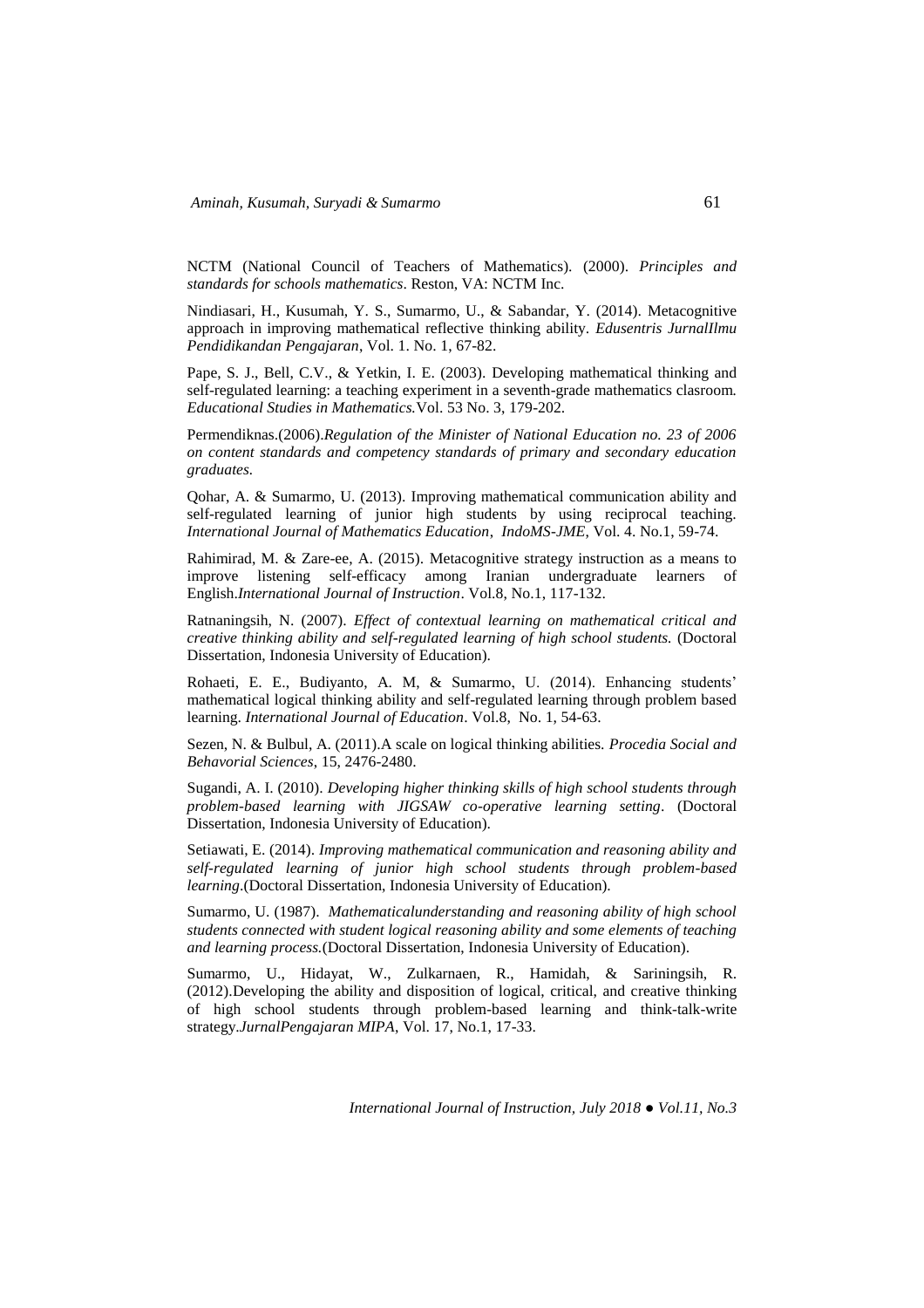NCTM (National Council of Teachers of Mathematics). (2000). *Principles and standards for schools mathematics*. Reston, VA: NCTM Inc.

Nindiasari, H., Kusumah, Y. S., Sumarmo, U., & Sabandar, Y. (2014). Metacognitive approach in improving mathematical reflective thinking ability. *Edusentris JurnalIlmu Pendidikandan Pengajaran*, Vol. 1. No. 1, 67-82.

Pape, S. J., Bell, C.V., & Yetkin, I. E. (2003). Developing mathematical thinking and self-regulated learning: a teaching experiment in a seventh-grade mathematics clasroom. *Educational Studies in Mathematics.*Vol. 53 No. 3, 179-202.

Permendiknas.(2006).*Regulation of the Minister of National Education no. 23 of 2006 on content standards and competency standards of primary and secondary education graduates.*

Qohar, A. & Sumarmo, U. (2013). Improving mathematical communication ability and self-regulated learning of junior high students by using reciprocal teaching. *International Journal of Mathematics Education*, *IndoMS-JME*, Vol. 4. No.1, 59-74.

Rahimirad, M. & Zare-ee, A. (2015). Metacognitive strategy instruction as a means to improve listening self-efficacy among Iranian undergraduate learners of English.*International Journal of Instruction*. Vol.8, No.1, 117-132.

Ratnaningsih, N. (2007). *Effect of contextual learning on mathematical critical and creative thinking ability and self-regulated learning of high school students.* (Doctoral Dissertation, Indonesia University of Education).

Rohaeti, E. E., Budiyanto, A. M, & Sumarmo, U. (2014). Enhancing students' mathematical logical thinking ability and self-regulated learning through problem based learning. *International Journal of Education*. Vol.8, No. 1, 54-63.

Sezen, N. & Bulbul, A. (2011).A scale on logical thinking abilities. *Procedia Social and Behavorial Sciences*, 15, 2476-2480.

Sugandi, A. I. (2010). *Developing higher thinking skills of high school students through problem-based learning with JIGSAW co-operative learning setting*. (Doctoral Dissertation, Indonesia University of Education).

Setiawati, E. (2014). *Improving mathematical communication and reasoning ability and self-regulated learning of junior high school students through problem-based learning*.(Doctoral Dissertation, Indonesia University of Education).

Sumarmo, U. (1987). *Mathematicalunderstanding and reasoning ability of high school students connected with student logical reasoning ability and some elements of teaching and learning process.*(Doctoral Dissertation, Indonesia University of Education).

Sumarmo, U., Hidayat, W., Zulkarnaen, R., Hamidah, & Sariningsih, R. (2012).Developing the ability and disposition of logical, critical, and creative thinking of high school students through problem-based learning and think-talk-write strategy.*JurnalPengajaran MIPA*, Vol. 17, No.1, 17-33.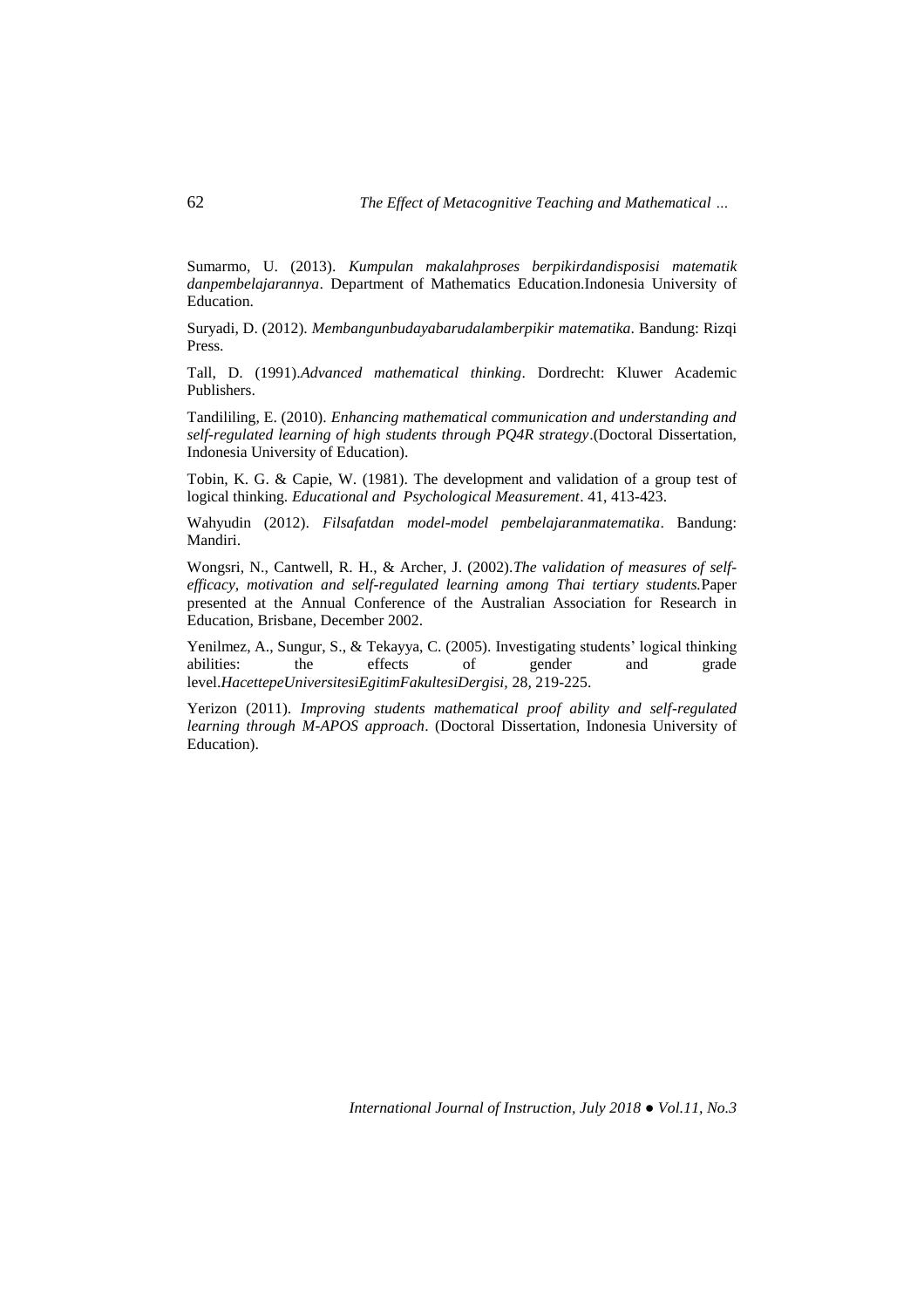Sumarmo, U. (2013). *Kumpulan makalahproses berpikirdandisposisi matematik danpembelajarannya*. Department of Mathematics Education.Indonesia University of Education.

Suryadi, D. (2012). *Membangunbudayabarudalamberpikir matematika*. Bandung: Rizqi Press.

Tall, D. (1991).*Advanced mathematical thinking*. Dordrecht: Kluwer Academic Publishers.

Tandililing, E. (2010). *Enhancing mathematical communication and understanding and self-regulated learning of high students through PQ4R strategy*.(Doctoral Dissertation, Indonesia University of Education).

Tobin, K. G. & Capie, W. (1981). The development and validation of a group test of logical thinking. *Educational and Psychological Measurement*. 41, 413-423.

Wahyudin (2012). *Filsafatdan model-model pembelajaranmatematika*. Bandung: Mandiri.

Wongsri, N., Cantwell, R. H., & Archer, J. (2002).*The validation of measures of self-efficacy, motivation and self-regulated learning among Thai tertiary students.*Paper presented at the Annual Conference of the Australian Association for Research in Education, Brisbane, December 2002.

Yenilmez, A., Sungur, S., & Tekayya, C. (2005). Investigating students' logical thinking abilities: the effects of gender and grade level.*HacettepeUniversitesiEgitimFakultesiDergisi,* 28*,* 219-225.

Yerizon (2011). *Improving students mathematical proof ability and self-regulated learning through M-APOS approach*. (Doctoral Dissertation, Indonesia University of Education).